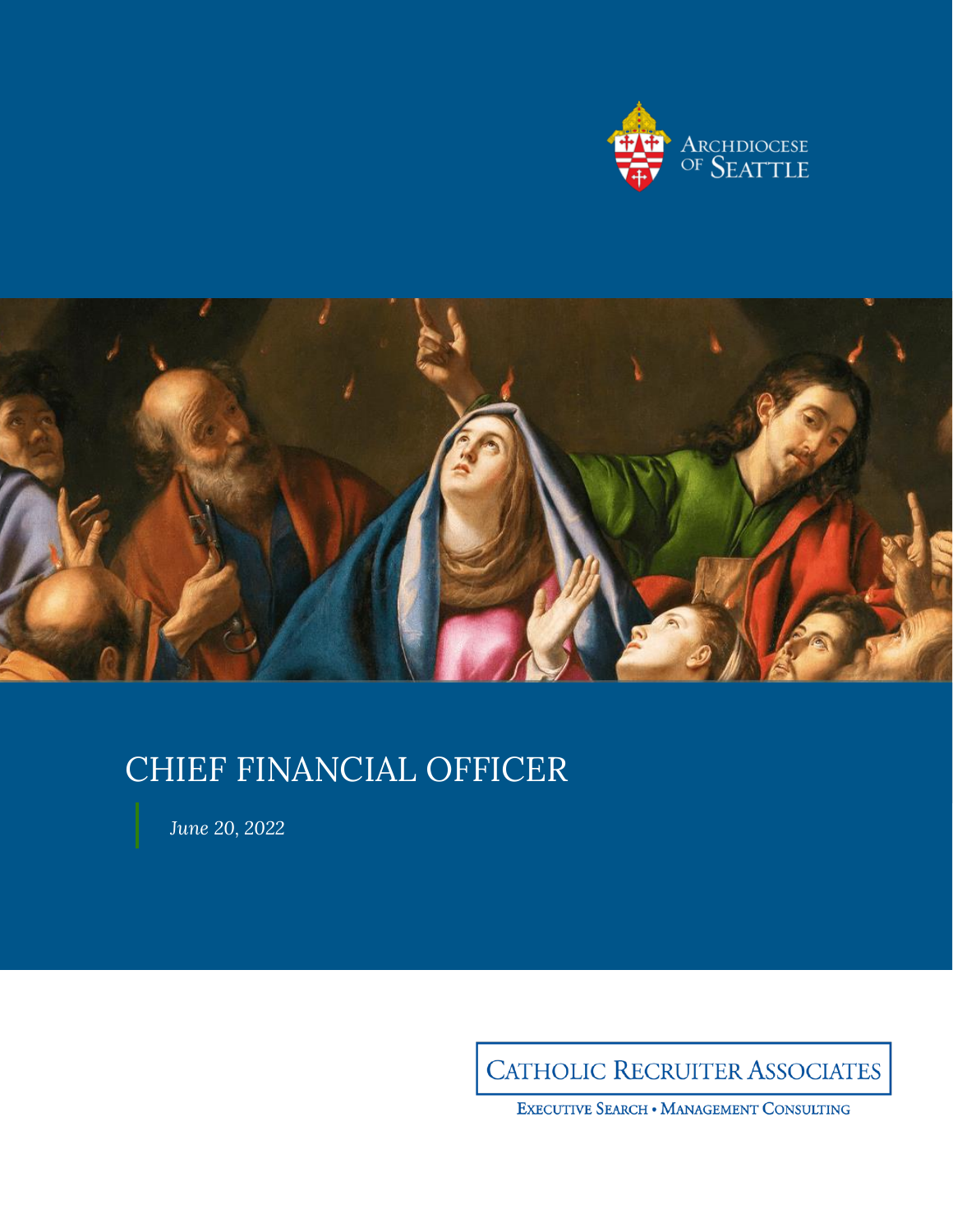Archdiocese of Seattle

# CHIEF FINANCIAL OFFICER

*June 20, 2022*

CATHOLIC RECRUITER ASSOCIATES

EXECUTIVE SEARCH • MANAGEMENT CONSULTING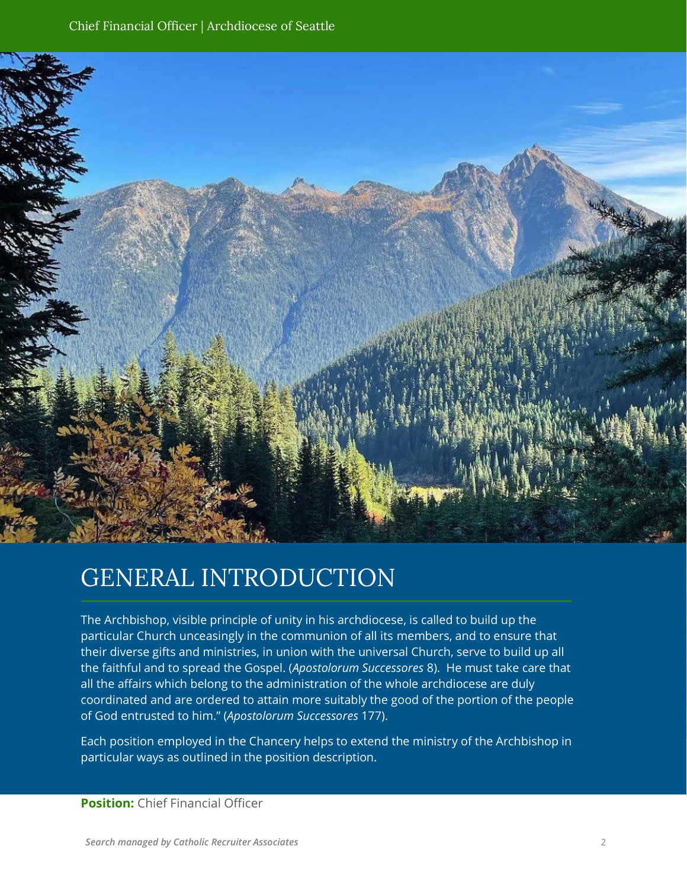# GENERAL INTRODUCTION

The Archbishop, visible principle of unity in his archdiocese, is called to build up the particular Church unceasingly in the communion of all its members, and to ensure that their diverse gifts and ministries, in union with the universal Church, serve to build up all the faithful and to spread the Gospel. (*Apostolorum Successores* 8). He must take care that all the affairs which belong to the administration of the whole archdiocese are duly coordinated and are ordered to attain more suitably the good of the portion of the people of God entrusted to him." (*Apostolorum Successores* 177).

Each position employed in the Chancery helps to extend the ministry of the Archbishop in particular ways as outlined in the position description.

**Position:** Chief Financial Officer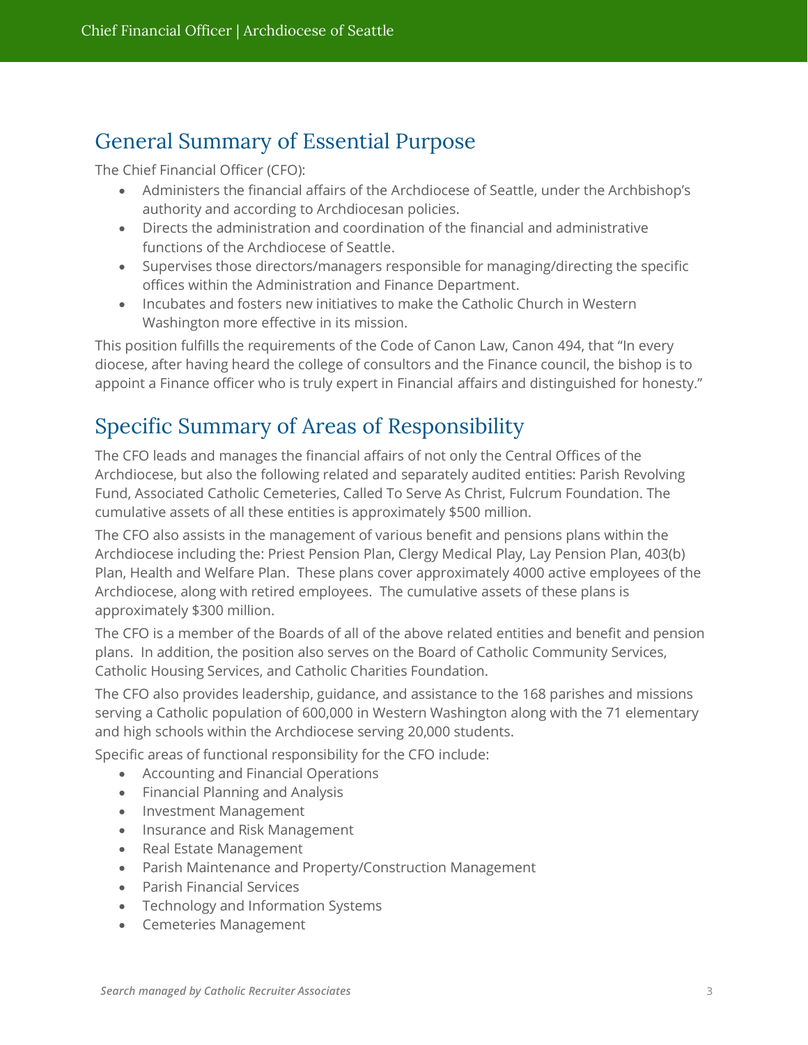## General Summary of Essential Purpose

The Chief Financial Officer (CFO):

- Administers the financial affairs of the Archdiocese of Seattle, under the Archbishop's authority and according to Archdiocesan policies.
- Directs the administration and coordination of the financial and administrative functions of the Archdiocese of Seattle.
- Supervises those directors/managers responsible for managing/directing the specific offices within the Administration and Finance Department.
- Incubates and fosters new initiatives to make the Catholic Church in Western Washington more effective in its mission.

This position fulfills the requirements of the Code of Canon Law, Canon 494, that "In every diocese, after having heard the college of consultors and the Finance council, the bishop is to appoint a Finance officer who is truly expert in Financial affairs and distinguished for honesty."

## Specific Summary of Areas of Responsibility

The CFO leads and manages the financial affairs of not only the Central Offices of the Archdiocese, but also the following related and separately audited entities: Parish Revolving Fund, Associated Catholic Cemeteries, Called To Serve As Christ, Fulcrum Foundation. The cumulative assets of all these entities is approximately $500 million.

The CFO also assists in the management of various benefit and pensions plans within the Archdiocese including the: Priest Pension Plan, Clergy Medical Play, Lay Pension Plan, 403(b) Plan, Health and Welfare Plan. These plans cover approximately 4000 active employees of the Archdiocese, along with retired employees. The cumulative assets of these plans is approximately $300 million.

The CFO is a member of the Boards of all of the above related entities and benefit and pension plans. In addition, the position also serves on the Board of Catholic Community Services, Catholic Housing Services, and Catholic Charities Foundation.

The CFO also provides leadership, guidance, and assistance to the 168 parishes and missions serving a Catholic population of 600,000 in Western Washington along with the 71 elementary and high schools within the Archdiocese serving 20,000 students.

Specific areas of functional responsibility for the CFO include:

- Accounting and Financial Operations
- Financial Planning and Analysis
- Investment Management
- Insurance and Risk Management
- Real Estate Management
- Parish Maintenance and Property/Construction Management
- Parish Financial Services
- Technology and Information Systems
- Cemeteries Management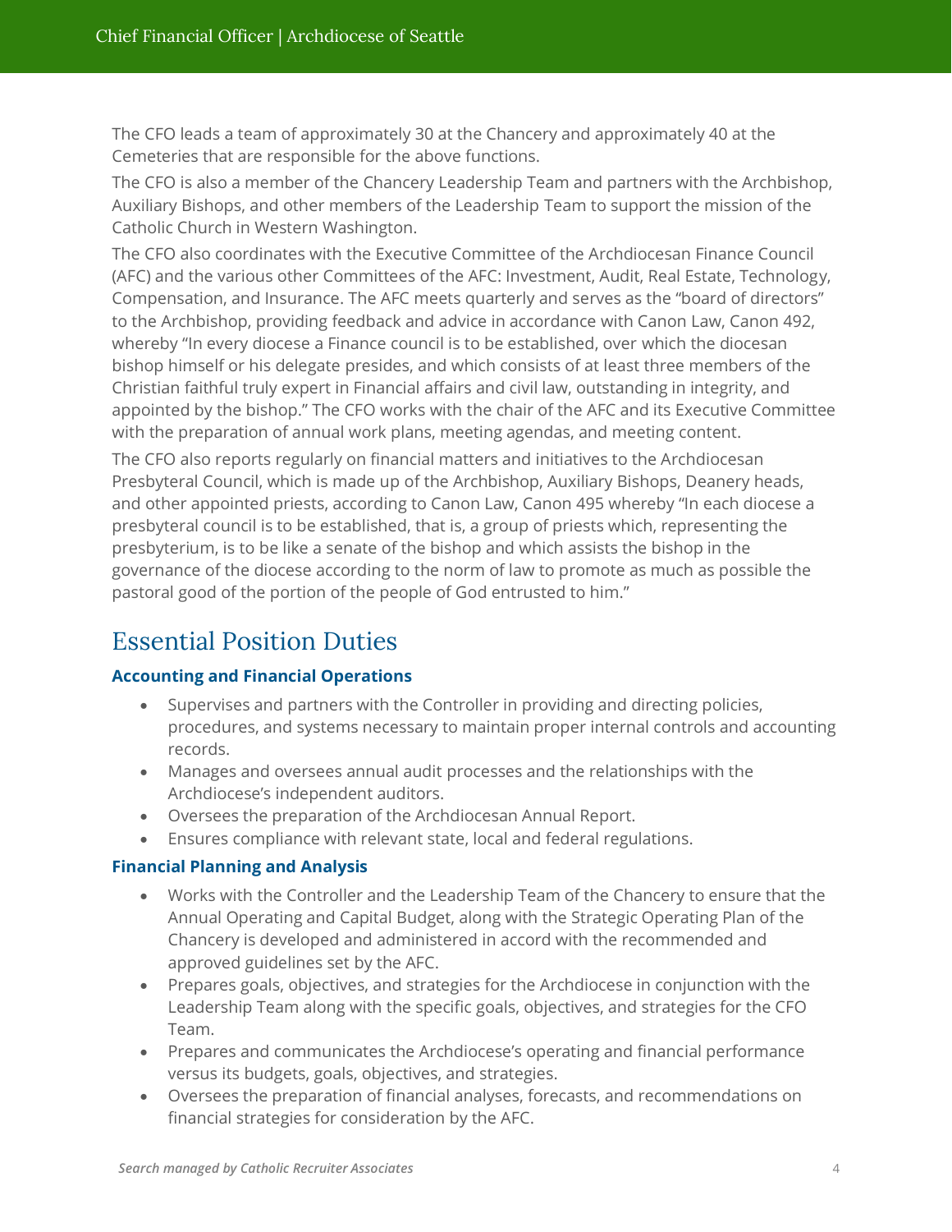The CFO leads a team of approximately 30 at the Chancery and approximately 40 at the Cemeteries that are responsible for the above functions.

The CFO is also a member of the Chancery Leadership Team and partners with the Archbishop, Auxiliary Bishops, and other members of the Leadership Team to support the mission of the Catholic Church in Western Washington.

The CFO also coordinates with the Executive Committee of the Archdiocesan Finance Council (AFC) and the various other Committees of the AFC: Investment, Audit, Real Estate, Technology, Compensation, and Insurance. The AFC meets quarterly and serves as the "board of directors" to the Archbishop, providing feedback and advice in accordance with Canon Law, Canon 492, whereby "In every diocese a Finance council is to be established, over which the diocesan bishop himself or his delegate presides, and which consists of at least three members of the Christian faithful truly expert in Financial affairs and civil law, outstanding in integrity, and appointed by the bishop." The CFO works with the chair of the AFC and its Executive Committee with the preparation of annual work plans, meeting agendas, and meeting content.

The CFO also reports regularly on financial matters and initiatives to the Archdiocesan Presbyteral Council, which is made up of the Archbishop, Auxiliary Bishops, Deanery heads, and other appointed priests, according to Canon Law, Canon 495 whereby "In each diocese a presbyteral council is to be established, that is, a group of priests which, representing the presbyterium, is to be like a senate of the bishop and which assists the bishop in the governance of the diocese according to the norm of law to promote as much as possible the pastoral good of the portion of the people of God entrusted to him."

## Essential Position Duties

### Accounting and Financial Operations

- Supervises and partners with the Controller in providing and directing policies, procedures, and systems necessary to maintain proper internal controls and accounting records.
- Manages and oversees annual audit processes and the relationships with the Archdiocese's independent auditors.
- Oversees the preparation of the Archdiocesan Annual Report.
- Ensures compliance with relevant state, local and federal regulations.

### Financial Planning and Analysis

- Works with the Controller and the Leadership Team of the Chancery to ensure that the Annual Operating and Capital Budget, along with the Strategic Operating Plan of the Chancery is developed and administered in accord with the recommended and approved guidelines set by the AFC.
- Prepares goals, objectives, and strategies for the Archdiocese in conjunction with the Leadership Team along with the specific goals, objectives, and strategies for the CFO Team.
- Prepares and communicates the Archdiocese's operating and financial performance versus its budgets, goals, objectives, and strategies.
- Oversees the preparation of financial analyses, forecasts, and recommendations on financial strategies for consideration by the AFC.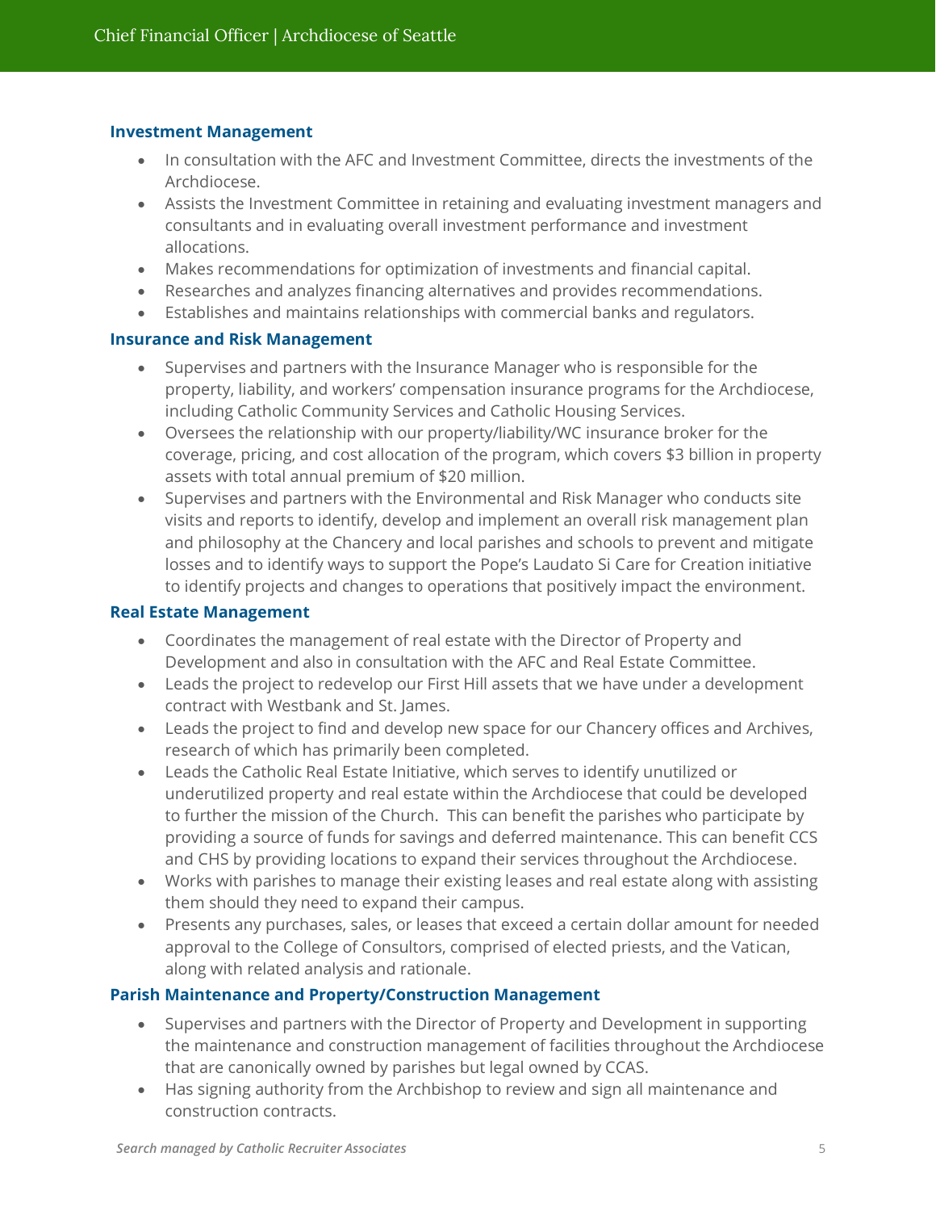### Investment Management

- In consultation with the AFC and Investment Committee, directs the investments of the Archdiocese.
- Assists the Investment Committee in retaining and evaluating investment managers and consultants and in evaluating overall investment performance and investment allocations.
- Makes recommendations for optimization of investments and financial capital.
- Researches and analyzes financing alternatives and provides recommendations.
- Establishes and maintains relationships with commercial banks and regulators.

### Insurance and Risk Management

- Supervises and partners with the Insurance Manager who is responsible for the property, liability, and workers' compensation insurance programs for the Archdiocese, including Catholic Community Services and Catholic Housing Services.
- Oversees the relationship with our property/liability/WC insurance broker for the coverage, pricing, and cost allocation of the program, which covers $3 billion in property assets with total annual premium of $20 million.
- Supervises and partners with the Environmental and Risk Manager who conducts site visits and reports to identify, develop and implement an overall risk management plan and philosophy at the Chancery and local parishes and schools to prevent and mitigate losses and to identify ways to support the Pope's Laudato Si Care for Creation initiative to identify projects and changes to operations that positively impact the environment.

### Real Estate Management

- Coordinates the management of real estate with the Director of Property and Development and also in consultation with the AFC and Real Estate Committee.
- Leads the project to redevelop our First Hill assets that we have under a development contract with Westbank and St. James.
- Leads the project to find and develop new space for our Chancery offices and Archives, research of which has primarily been completed.
- Leads the Catholic Real Estate Initiative, which serves to identify unutilized or underutilized property and real estate within the Archdiocese that could be developed to further the mission of the Church. This can benefit the parishes who participate by providing a source of funds for savings and deferred maintenance. This can benefit CCS and CHS by providing locations to expand their services throughout the Archdiocese.
- Works with parishes to manage their existing leases and real estate along with assisting them should they need to expand their campus.
- Presents any purchases, sales, or leases that exceed a certain dollar amount for needed approval to the College of Consultors, comprised of elected priests, and the Vatican, along with related analysis and rationale.

### Parish Maintenance and Property/Construction Management

- Supervises and partners with the Director of Property and Development in supporting the maintenance and construction management of facilities throughout the Archdiocese that are canonically owned by parishes but legal owned by CCAS.
- Has signing authority from the Archbishop to review and sign all maintenance and construction contracts.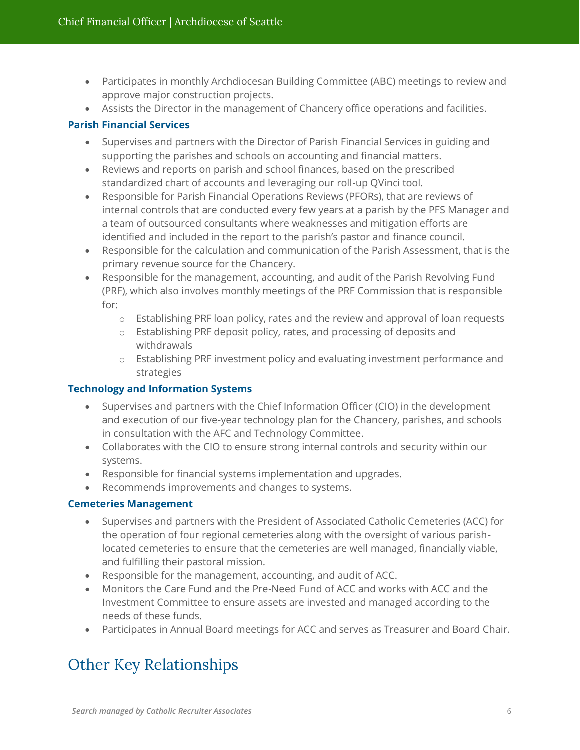- Participates in monthly Archdiocesan Building Committee (ABC) meetings to review and approve major construction projects.
- Assists the Director in the management of Chancery office operations and facilities.

### Parish Financial Services

- Supervises and partners with the Director of Parish Financial Services in guiding and supporting the parishes and schools on accounting and financial matters.
- Reviews and reports on parish and school finances, based on the prescribed standardized chart of accounts and leveraging our roll-up QVinci tool.
- Responsible for Parish Financial Operations Reviews (PFORs), that are reviews of internal controls that are conducted every few years at a parish by the PFS Manager and a team of outsourced consultants where weaknesses and mitigation efforts are identified and included in the report to the parish's pastor and finance council.
- Responsible for the calculation and communication of the Parish Assessment, that is the primary revenue source for the Chancery.
- Responsible for the management, accounting, and audit of the Parish Revolving Fund (PRF), which also involves monthly meetings of the PRF Commission that is responsible for:
    - Establishing PRF loan policy, rates and the review and approval of loan requests
    - Establishing PRF deposit policy, rates, and processing of deposits and withdrawals
    - Establishing PRF investment policy and evaluating investment performance and strategies

### Technology and Information Systems

- Supervises and partners with the Chief Information Officer (CIO) in the development and execution of our five-year technology plan for the Chancery, parishes, and schools in consultation with the AFC and Technology Committee.
- Collaborates with the CIO to ensure strong internal controls and security within our systems.
- Responsible for financial systems implementation and upgrades.
- Recommends improvements and changes to systems.

### Cemeteries Management

- Supervises and partners with the President of Associated Catholic Cemeteries (ACC) for the operation of four regional cemeteries along with the oversight of various parish-located cemeteries to ensure that the cemeteries are well managed, financially viable, and fulfilling their pastoral mission.
- Responsible for the management, accounting, and audit of ACC.
- Monitors the Care Fund and the Pre-Need Fund of ACC and works with ACC and the Investment Committee to ensure assets are invested and managed according to the needs of these funds.
- Participates in Annual Board meetings for ACC and serves as Treasurer and Board Chair.

## Other Key Relationships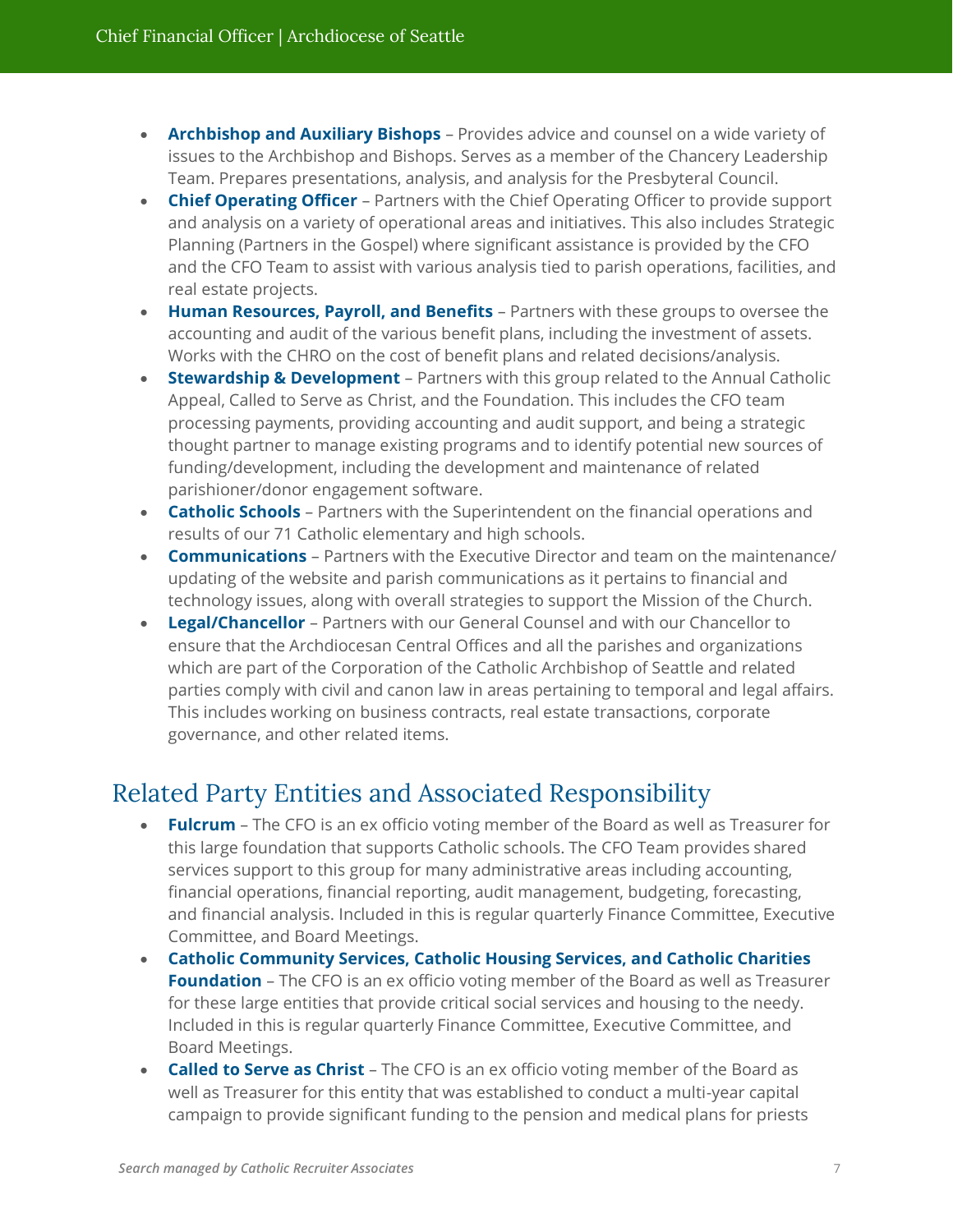- **Archbishop and Auxiliary Bishops** – Provides advice and counsel on a wide variety of issues to the Archbishop and Bishops. Serves as a member of the Chancery Leadership Team. Prepares presentations, analysis, and analysis for the Presbyteral Council.
- **Chief Operating Officer** – Partners with the Chief Operating Officer to provide support and analysis on a variety of operational areas and initiatives. This also includes Strategic Planning (Partners in the Gospel) where significant assistance is provided by the CFO and the CFO Team to assist with various analysis tied to parish operations, facilities, and real estate projects.
- **Human Resources, Payroll, and Benefits** – Partners with these groups to oversee the accounting and audit of the various benefit plans, including the investment of assets. Works with the CHRO on the cost of benefit plans and related decisions/analysis.
- **Stewardship & Development** – Partners with this group related to the Annual Catholic Appeal, Called to Serve as Christ, and the Foundation. This includes the CFO team processing payments, providing accounting and audit support, and being a strategic thought partner to manage existing programs and to identify potential new sources of funding/development, including the development and maintenance of related parishioner/donor engagement software.
- **Catholic Schools** – Partners with the Superintendent on the financial operations and results of our 71 Catholic elementary and high schools.
- **Communications** – Partners with the Executive Director and team on the maintenance/updating of the website and parish communications as it pertains to financial and technology issues, along with overall strategies to support the Mission of the Church.
- **Legal/Chancellor** – Partners with our General Counsel and with our Chancellor to ensure that the Archdiocesan Central Offices and all the parishes and organizations which are part of the Corporation of the Catholic Archbishop of Seattle and related parties comply with civil and canon law in areas pertaining to temporal and legal affairs. This includes working on business contracts, real estate transactions, corporate governance, and other related items.

## Related Party Entities and Associated Responsibility

- **Fulcrum** – The CFO is an ex officio voting member of the Board as well as Treasurer for this large foundation that supports Catholic schools. The CFO Team provides shared services support to this group for many administrative areas including accounting, financial operations, financial reporting, audit management, budgeting, forecasting, and financial analysis. Included in this is regular quarterly Finance Committee, Executive Committee, and Board Meetings.
- **Catholic Community Services, Catholic Housing Services, and Catholic Charities Foundation** – The CFO is an ex officio voting member of the Board as well as Treasurer for these large entities that provide critical social services and housing to the needy. Included in this is regular quarterly Finance Committee, Executive Committee, and Board Meetings.
- **Called to Serve as Christ** – The CFO is an ex officio voting member of the Board as well as Treasurer for this entity that was established to conduct a multi-year capital campaign to provide significant funding to the pension and medical plans for priests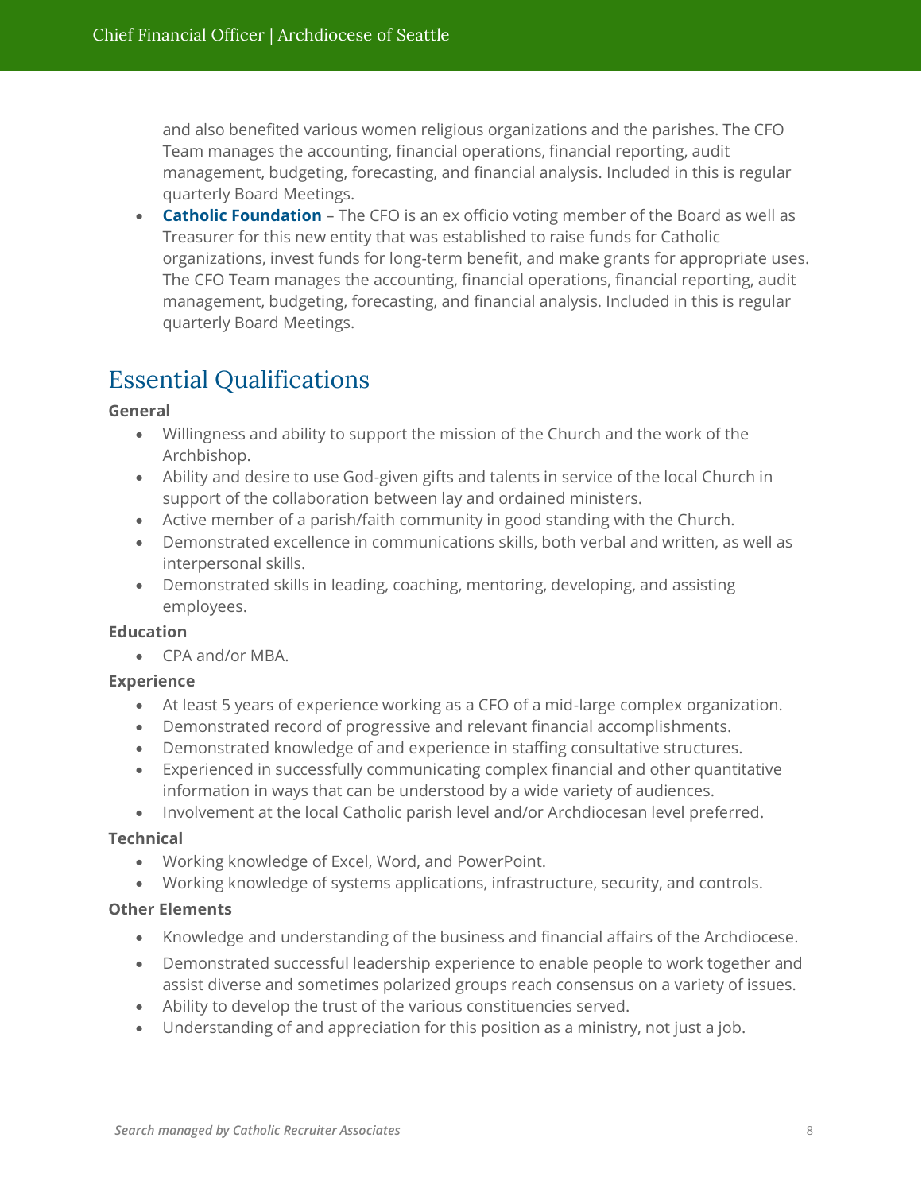and also benefited various women religious organizations and the parishes. The CFO Team manages the accounting, financial operations, financial reporting, audit management, budgeting, forecasting, and financial analysis. Included in this is regular quarterly Board Meetings.

- **Catholic Foundation** – The CFO is an ex officio voting member of the Board as well as Treasurer for this new entity that was established to raise funds for Catholic organizations, invest funds for long-term benefit, and make grants for appropriate uses. The CFO Team manages the accounting, financial operations, financial reporting, audit management, budgeting, forecasting, and financial analysis. Included in this is regular quarterly Board Meetings.

## Essential Qualifications

**General**

- Willingness and ability to support the mission of the Church and the work of the Archbishop.
- Ability and desire to use God-given gifts and talents in service of the local Church in support of the collaboration between lay and ordained ministers.
- Active member of a parish/faith community in good standing with the Church.
- Demonstrated excellence in communications skills, both verbal and written, as well as interpersonal skills.
- Demonstrated skills in leading, coaching, mentoring, developing, and assisting employees.

**Education**

- CPA and/or MBA.

**Experience**

- At least 5 years of experience working as a CFO of a mid-large complex organization.
- Demonstrated record of progressive and relevant financial accomplishments.
- Demonstrated knowledge of and experience in staffing consultative structures.
- Experienced in successfully communicating complex financial and other quantitative information in ways that can be understood by a wide variety of audiences.
- Involvement at the local Catholic parish level and/or Archdiocesan level preferred.

**Technical**

- Working knowledge of Excel, Word, and PowerPoint.
- Working knowledge of systems applications, infrastructure, security, and controls.

**Other Elements**

- Knowledge and understanding of the business and financial affairs of the Archdiocese.
- Demonstrated successful leadership experience to enable people to work together and assist diverse and sometimes polarized groups reach consensus on a variety of issues.
- Ability to develop the trust of the various constituencies served.
- Understanding of and appreciation for this position as a ministry, not just a job.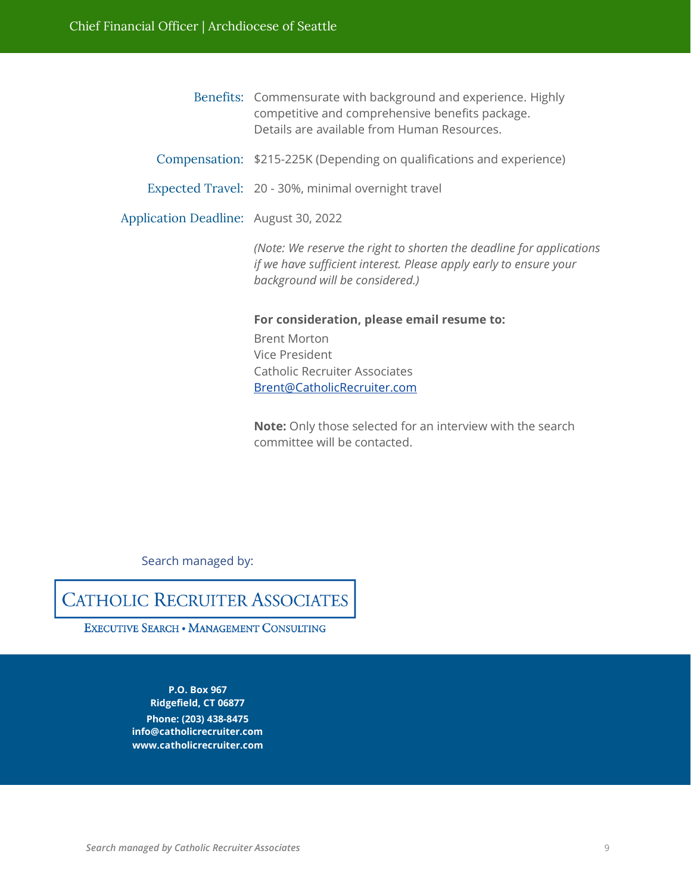**Benefits:** Commensurate with background and experience. Highly competitive and comprehensive benefits package. Details are available from Human Resources.

**Compensation:** $215-225K (Depending on qualifications and experience)

**Expected Travel:** 20 - 30%, minimal overnight travel

**Application Deadline:** August 30, 2022

*(Note: We reserve the right to shorten the deadline for applications if we have sufficient interest. Please apply early to ensure your background will be considered.)*

**For consideration, please email resume to:**

Brent Morton
Vice President
Catholic Recruiter Associates
Brent@CatholicRecruiter.com

**Note:** Only those selected for an interview with the search committee will be contacted.

Search managed by:

CATHOLIC RECRUITER ASSOCIATES

EXECUTIVE SEARCH • MANAGEMENT CONSULTING

**P.O. Box 967**
**Ridgefield, CT 06877**
**Phone: (203) 438-8475**
**info@catholicrecruiter.com**
**www.catholicrecruiter.com**